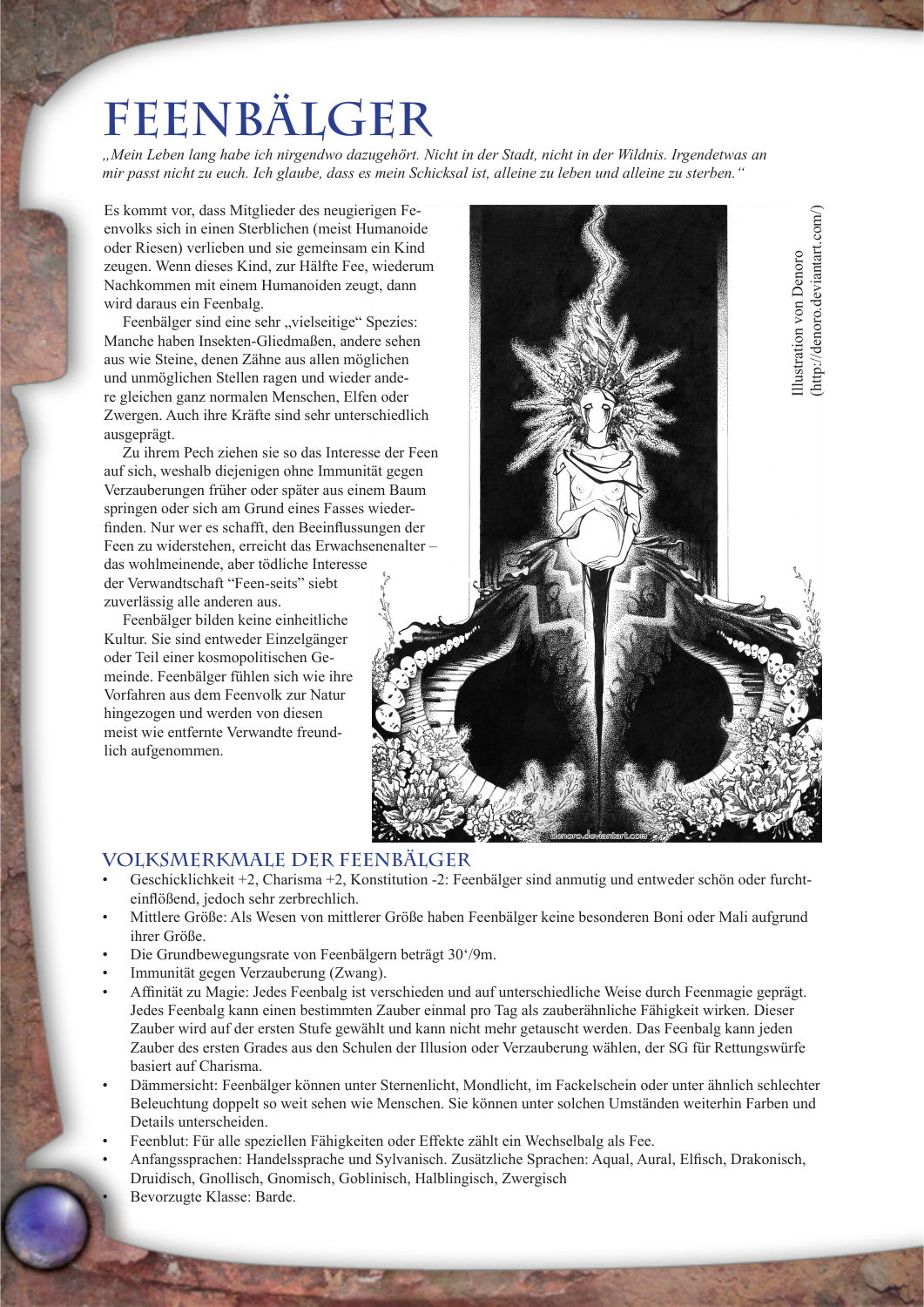# Feenbälger

*„Mein Leben lang habe ich nirgendwo dazugehört. Nicht in der Stadt, nicht in der Wildnis. Irgendetwas an mir passt nicht zu euch. Ich glaube, dass es mein Schicksal ist, alleine zu leben und alleine zu sterben."*

Es kommt vor, dass Mitglieder des neugierigen Feenvolks sich in einen Sterblichen (meist Humanoide oder Riesen) verlieben und sie gemeinsam ein Kind zeugen. Wenn dieses Kind, zur Hälfte Fee, wiederum Nachkommen mit einem Humanoiden zeugt, dann wird daraus ein Feenbalg.

Feenbälger sind eine sehr „vielseitige" Spezies: Manche haben Insekten-Gliedmaßen, andere sehen aus wie Steine, denen Zähne aus allen möglichen und unmöglichen Stellen ragen und wieder andere gleichen ganz normalen Menschen, Elfen oder Zwergen. Auch ihre Kräfte sind sehr unterschiedlich ausgeprägt.

Zu ihrem Pech ziehen sie so das Interesse der Feen auf sich, weshalb diejenigen ohne Immunität gegen Verzauberungen früher oder später aus einem Baum springen oder sich am Grund eines Fasses wiederfinden. Nur wer es schafft, den Beeinflussungen der Feen zu widerstehen, erreicht das Erwachsenenalter – das wohlmeinende, aber tödliche Interesse der Verwandtschaft "Feen-seits" siebt zuverlässig alle anderen aus.

Feenbälger bilden keine einheitliche Kultur. Sie sind entweder Einzelgänger oder Teil einer kosmopolitischen Gemeinde. Feenbälger fühlen sich wie ihre Vorfahren aus dem Feenvolk zur Natur hingezogen und werden von diesen meist wie entfernte Verwandte freundlich aufgenommen.

Illustration von Denoro (http://denoro.deviantart.com/)

## Volksmerkmale der Feenbälger

- Geschicklichkeit +2, Charisma +2, Konstitution -2: Feenbälger sind anmutig und entweder schön oder furchteinflößend, jedoch sehr zerbrechlich.
- Mittlere Größe: Als Wesen von mittlerer Größe haben Feenbälger keine besonderen Boni oder Mali aufgrund ihrer Größe.
- Die Grundbewegungsrate von Feenbälgern beträgt 30'/9m.
- Immunität gegen Verzauberung (Zwang).
- Affinität zu Magie: Jedes Feenbalg ist verschieden und auf unterschiedliche Weise durch Feenmagie geprägt. Jedes Feenbalg kann einen bestimmten Zauber einmal pro Tag als zauberähnliche Fähigkeit wirken. Dieser Zauber wird auf der ersten Stufe gewählt und kann nicht mehr getauscht werden. Das Feenbalg kann jeden Zauber des ersten Grades aus den Schulen der Illusion oder Verzauberung wählen, der SG für Rettungswürfe basiert auf Charisma.
- Dämmersicht: Feenbälger können unter Sternenlicht, Mondlicht, im Fackelschein oder unter ähnlich schlechter Beleuchtung doppelt so weit sehen wie Menschen. Sie können unter solchen Umständen weiterhin Farben und Details unterscheiden.
- Feenblut: Für alle speziellen Fähigkeiten oder Effekte zählt ein Wechselbalg als Fee.
- Anfangssprachen: Handelssprache und Sylvanisch. Zusätzliche Sprachen: Aqual, Aural, Elfisch, Drakonisch, Druidisch, Gnollisch, Gnomisch, Goblinisch, Halblingisch, Zwergisch
- Bevorzugte Klasse: Barde.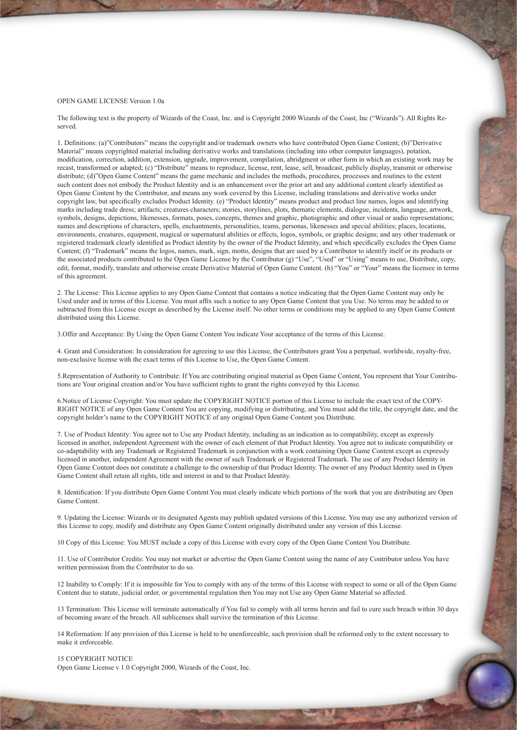OPEN GAME LICENSE Version 1.0a

The following text is the property of Wizards of the Coast, Inc. and is Copyright 2000 Wizards of the Coast, Inc ("Wizards"). All Rights Reserved.

1. Definitions: (a)"Contributors" means the copyright and/or trademark owners who have contributed Open Game Content; (b)"Derivative Material" means copyrighted material including derivative works and translations (including into other computer languages), potation, modification, correction, addition, extension, upgrade, improvement, compilation, abridgment or other form in which an existing work may be recast, transformed or adapted; (c) "Distribute" means to reproduce, license, rent, lease, sell, broadcast, publicly display, transmit or otherwise distribute; (d)"Open Game Content" means the game mechanic and includes the methods, procedures, processes and routines to the extent such content does not embody the Product Identity and is an enhancement over the prior art and any additional content clearly identified as Open Game Content by the Contributor, and means any work covered by this License, including translations and derivative works under copyright law, but specifically excludes Product Identity. (e) "Product Identity" means product and product line names, logos and identifying marks including trade dress; artifacts; creatures characters; stories, storylines, plots, thematic elements, dialogue, incidents, language, artwork, symbols, designs, depictions, likenesses, formats, poses, concepts, themes and graphic, photographic and other visual or audio representations; names and descriptions of characters, spells, enchantments, personalities, teams, personas, likenesses and special abilities; places, locations, environments, creatures, equipment, magical or supernatural abilities or effects, logos, symbols, or graphic designs; and any other trademark or registered trademark clearly identified as Product identity by the owner of the Product Identity, and which specifically excludes the Open Game Content; (f) "Trademark" means the logos, names, mark, sign, motto, designs that are used by a Contributor to identify itself or its products or the associated products contributed to the Open Game License by the Contributor (g) "Use", "Used" or "Using" means to use, Distribute, copy, edit, format, modify, translate and otherwise create Derivative Material of Open Game Content. (h) "You" or "Your" means the licensee in terms of this agreement.

2. The License: This License applies to any Open Game Content that contains a notice indicating that the Open Game Content may only be Used under and in terms of this License. You must affix such a notice to any Open Game Content that you Use. No terms may be added to or subtracted from this License except as described by the License itself. No other terms or conditions may be applied to any Open Game Content distributed using this License.

3.Offer and Acceptance: By Using the Open Game Content You indicate Your acceptance of the terms of this License.

4. Grant and Consideration: In consideration for agreeing to use this License, the Contributors grant You a perpetual, worldwide, royalty-free, non-exclusive license with the exact terms of this License to Use, the Open Game Content.

5.Representation of Authority to Contribute: If You are contributing original material as Open Game Content, You represent that Your Contributions are Your original creation and/or You have sufficient rights to grant the rights conveyed by this License.

6.Notice of License Copyright: You must update the COPYRIGHT NOTICE portion of this License to include the exact text of the COPYRIGHT NOTICE of any Open Game Content You are copying, modifying or distributing, and You must add the title, the copyright date, and the copyright holder's name to the COPYRIGHT NOTICE of any original Open Game Content you Distribute.

7. Use of Product Identity: You agree not to Use any Product Identity, including as an indication as to compatibility, except as expressly licensed in another, independent Agreement with the owner of each element of that Product Identity. You agree not to indicate compatibility or co-adaptability with any Trademark or Registered Trademark in conjunction with a work containing Open Game Content except as expressly licensed in another, independent Agreement with the owner of such Trademark or Registered Trademark. The use of any Product Identity in Open Game Content does not constitute a challenge to the ownership of that Product Identity. The owner of any Product Identity used in Open Game Content shall retain all rights, title and interest in and to that Product Identity.

8. Identification: If you distribute Open Game Content You must clearly indicate which portions of the work that you are distributing are Open Game Content.

9. Updating the License: Wizards or its designated Agents may publish updated versions of this License. You may use any authorized version of this License to copy, modify and distribute any Open Game Content originally distributed under any version of this License.

10 Copy of this License: You MUST include a copy of this License with every copy of the Open Game Content You Distribute.

11. Use of Contributor Credits: You may not market or advertise the Open Game Content using the name of any Contributor unless You have written permission from the Contributor to do so.

12 Inability to Comply: If it is impossible for You to comply with any of the terms of this License with respect to some or all of the Open Game Content due to statute, judicial order, or governmental regulation then You may not Use any Open Game Material so affected.

13 Termination: This License will terminate automatically if You fail to comply with all terms herein and fail to cure such breach within 30 days of becoming aware of the breach. All sublicenses shall survive the termination of this License.

14 Reformation: If any provision of this License is held to be unenforceable, such provision shall be reformed only to the extent necessary to make it enforceable.

15 COPYRIGHT NOTICE
Open Game License v 1.0 Copyright 2000, Wizards of the Coast, Inc.